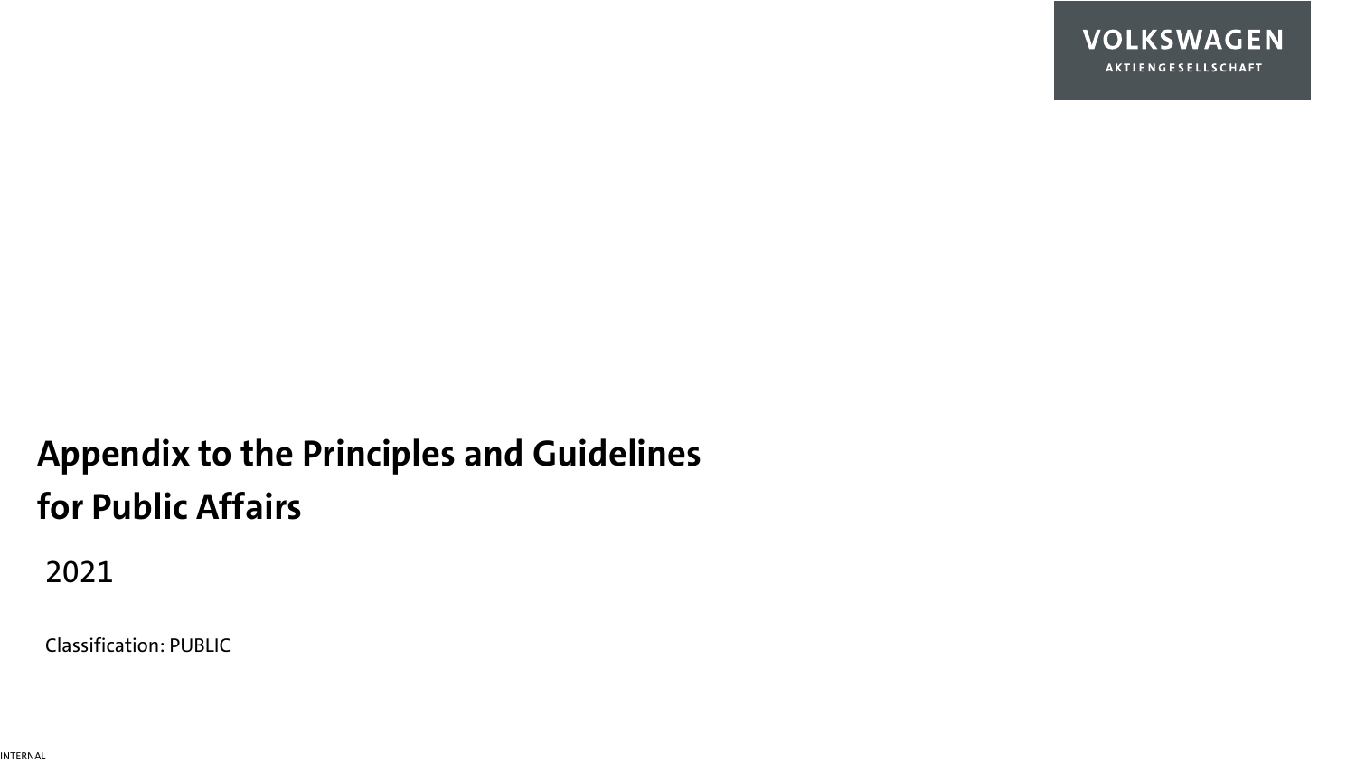VOLKSWAGEN
AKTIENGESELLSCHAFT

# Appendix to the Principles and Guidelines for Public Affairs

2021

Classification: PUBLIC

INTERNAL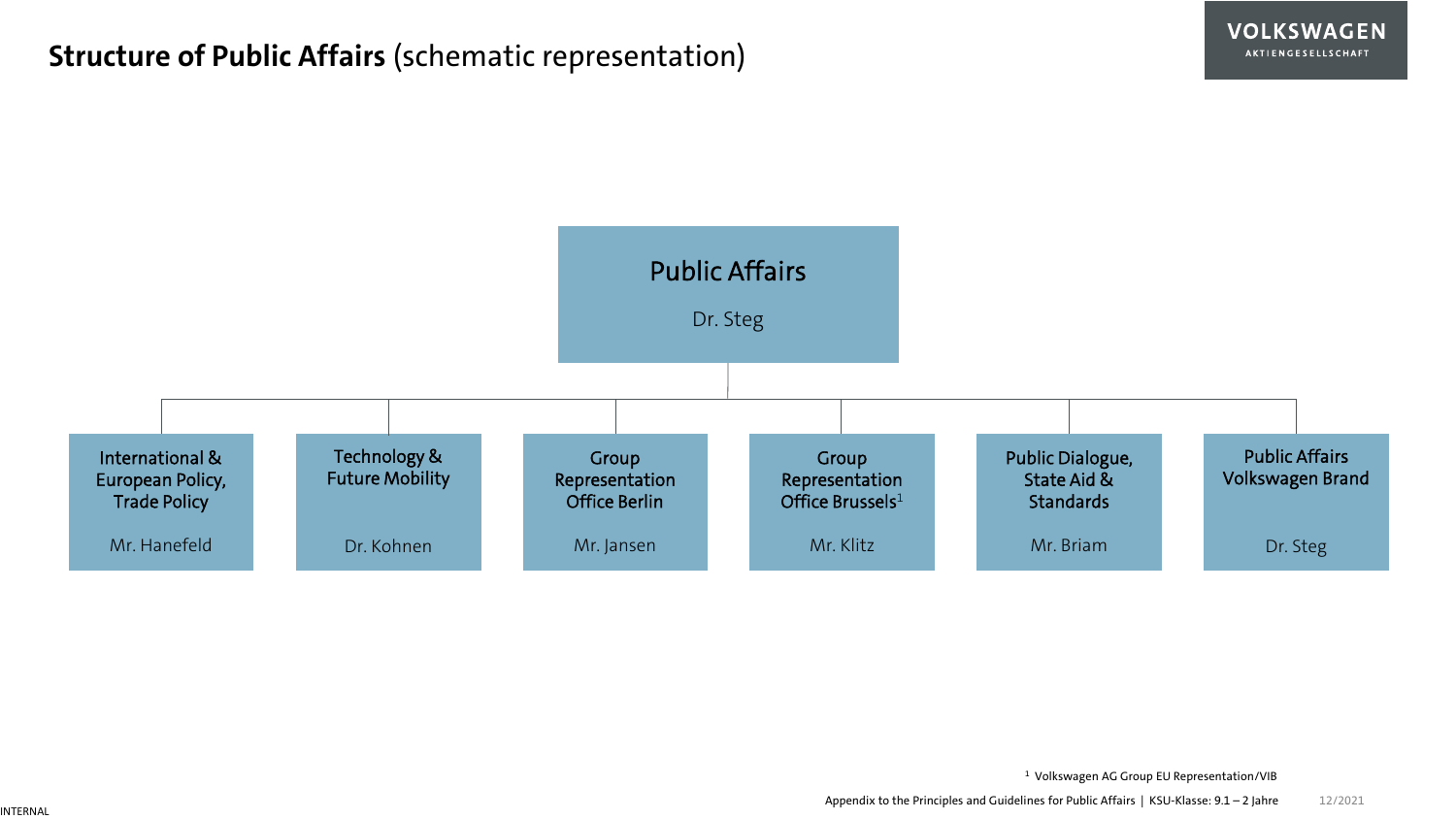# **Structure of Public Affairs** (schematic representation)

**Public Affairs**
Dr. Steg

- **International & European Policy, Trade Policy** – Mr. Hanefeld
- **Technology & Future Mobility** – Dr. Kohnen
- **Group Representation Office Berlin** – Mr. Jansen
- **Group Representation Office Brussels**[1] – Mr. Klitz
- **Public Dialogue, State Aid & Standards** – Mr. Briam
- **Public Affairs Volkswagen Brand** – Dr. Steg

[1] Volkswagen AG Group EU Representation/VIB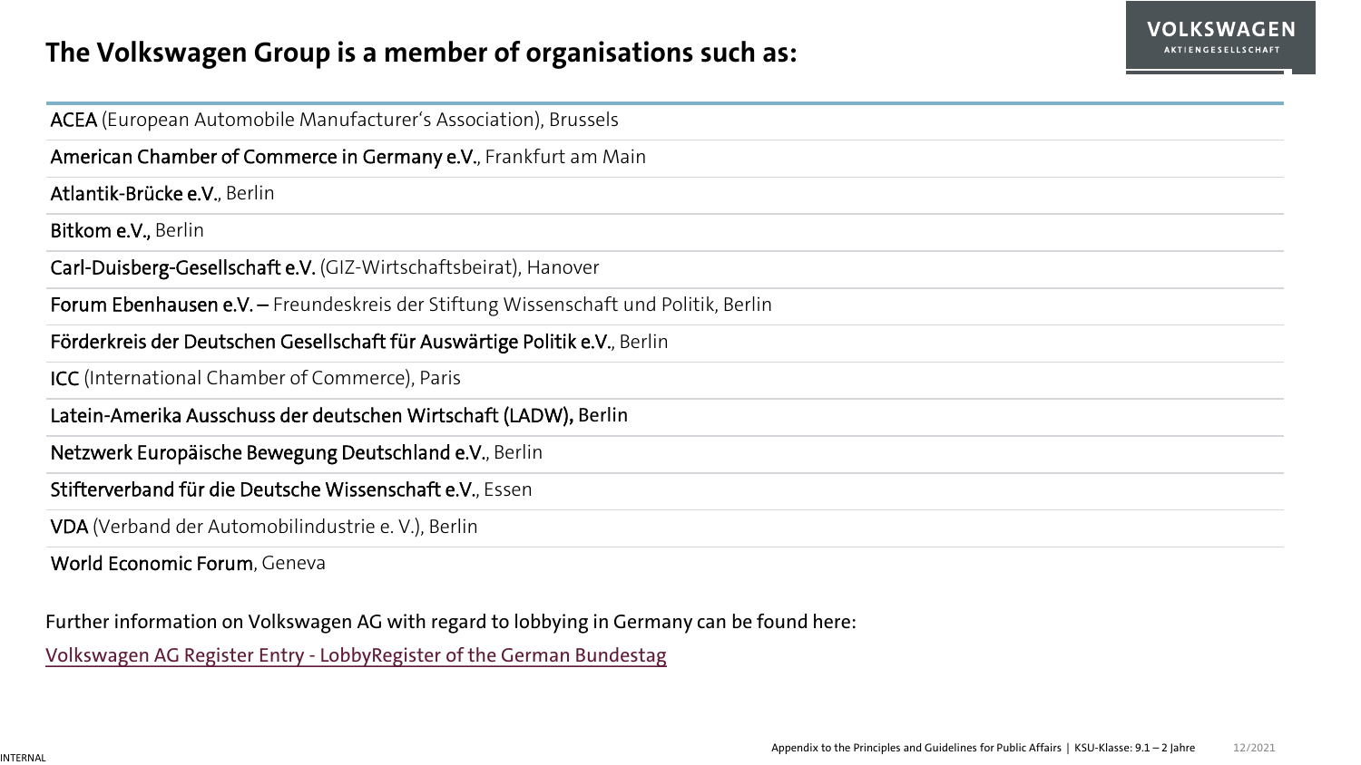## The Volkswagen Group is a member of organisations such as:

- **ACEA** (European Automobile Manufacturer's Association), Brussels
- **American Chamber of Commerce in Germany e.V.**, Frankfurt am Main
- **Atlantik-Brücke e.V.**, Berlin
- **Bitkom e.V.,** Berlin
- **Carl-Duisberg-Gesellschaft e.V.** (GIZ-Wirtschaftsbeirat), Hanover
- **Forum Ebenhausen e.V. –** Freundeskreis der Stiftung Wissenschaft und Politik, Berlin
- **Förderkreis der Deutschen Gesellschaft für Auswärtige Politik e.V.**, Berlin
- **ICC** (International Chamber of Commerce), Paris
- **Latein-Amerika Ausschuss der deutschen Wirtschaft (LADW), Berlin**
- **Netzwerk Europäische Bewegung Deutschland e.V.**, Berlin
- **Stifterverband für die Deutsche Wissenschaft e.V.**, Essen
- **VDA** (Verband der Automobilindustrie e. V.), Berlin
- **World Economic Forum**, Geneva

Further information on Volkswagen AG with regard to lobbying in Germany can be found here:

Volkswagen AG Register Entry - LobbyRegister of the German Bundestag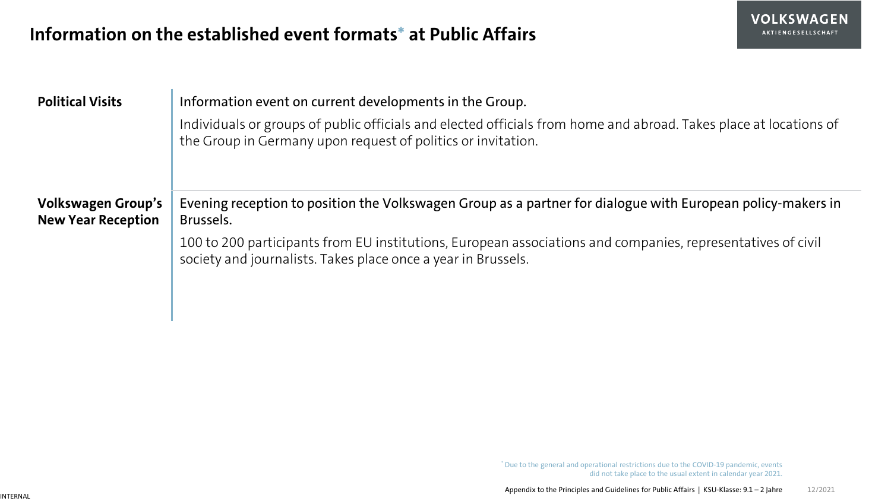# Information on the established event formats* at Public Affairs

| | |
|---|---|
| **Political Visits** | Information event on current developments in the Group.<br><br>Individuals or groups of public officials and elected officials from home and abroad. Takes place at locations of the Group in Germany upon request of politics or invitation. |
| **Volkswagen Group's New Year Reception** | Evening reception to position the Volkswagen Group as a partner for dialogue with European policy-makers in Brussels.<br><br>100 to 200 participants from EU institutions, European associations and companies, representatives of civil society and journalists. Takes place once a year in Brussels. |

* Due to the general and operational restrictions due to the COVID-19 pandemic, events did not take place to the usual extent in calendar year 2021.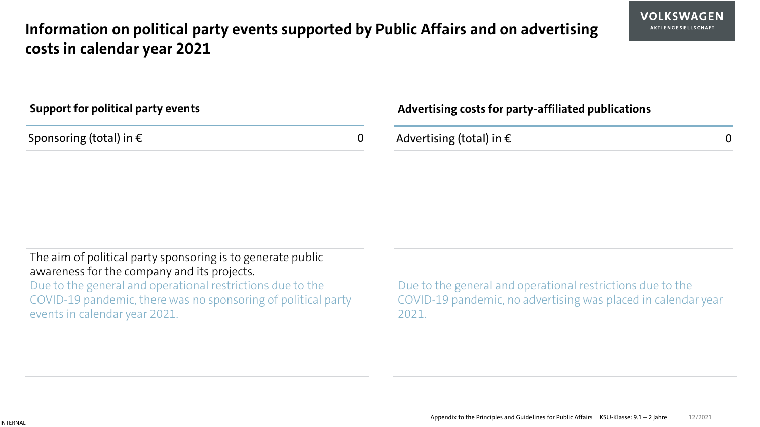# Information on political party events supported by Public Affairs and on advertising costs in calendar year 2021

## Support for political party events

| Sponsoring (total) in € | 0 |
| --- | --- |

The aim of political party sponsoring is to generate public awareness for the company and its projects.
Due to the general and operational restrictions due to the COVID-19 pandemic, there was no sponsoring of political party events in calendar year 2021.

## Advertising costs for party-affiliated publications

| Advertising (total) in € | 0 |
| --- | --- |

Due to the general and operational restrictions due to the COVID-19 pandemic, no advertising was placed in calendar year 2021.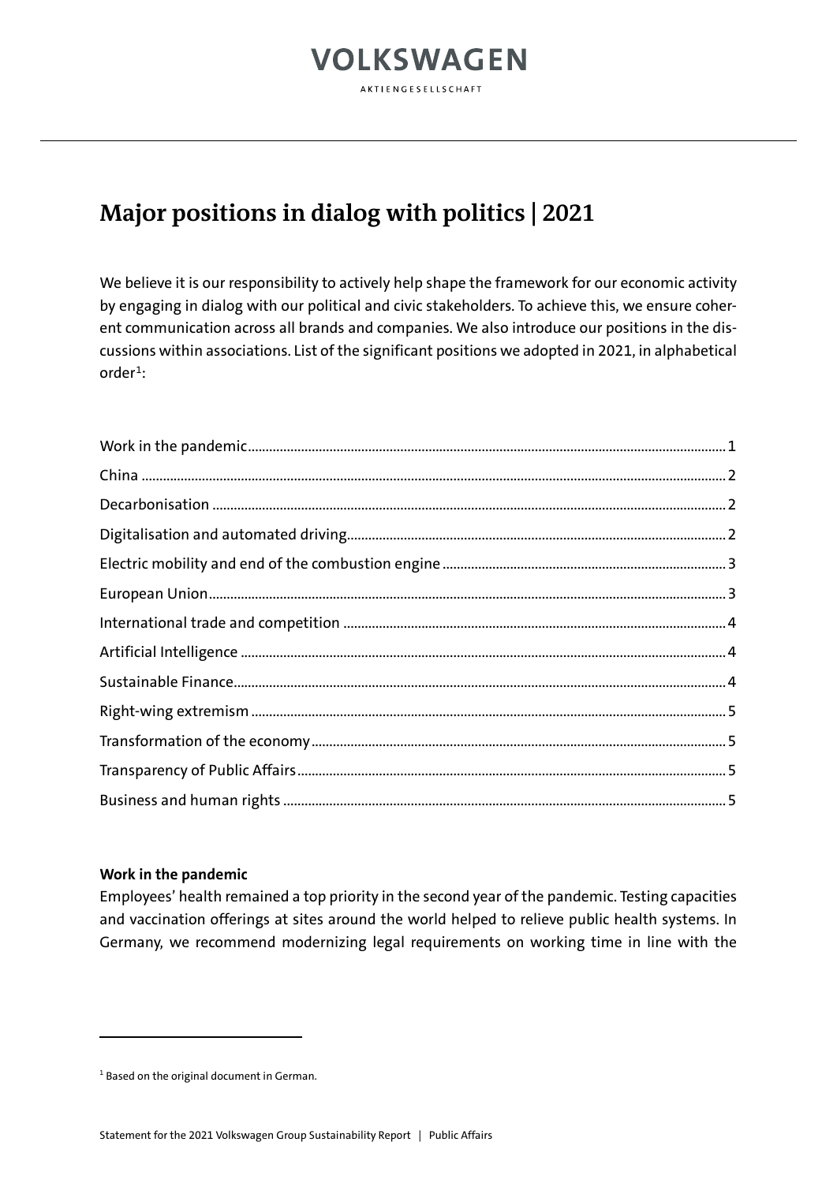# VOLKSWAGEN

AKTIENGESELLSCHAFT

# Major positions in dialog with politics | 2021

We believe it is our responsibility to actively help shape the framework for our economic activity by engaging in dialog with our political and civic stakeholders. To achieve this, we ensure coherent communication across all brands and companies. We also introduce our positions in the discussions within associations. List of the significant positions we adopted in 2021, in alphabetical order[1]:

- Work in the pandemic ..... 1
- China ..... 2
- Decarbonisation ..... 2
- Digitalisation and automated driving ..... 2
- Electric mobility and end of the combustion engine ..... 3
- European Union ..... 3
- International trade and competition ..... 4
- Artificial Intelligence ..... 4
- Sustainable Finance ..... 4
- Right-wing extremism ..... 5
- Transformation of the economy ..... 5
- Transparency of Public Affairs ..... 5
- Business and human rights ..... 5

**Work in the pandemic**

Employees' health remained a top priority in the second year of the pandemic. Testing capacities and vaccination offerings at sites around the world helped to relieve public health systems. In Germany, we recommend modernizing legal requirements on working time in line with the

[1] Based on the original document in German.

Statement for the 2021 Volkswagen Group Sustainability Report | Public Affairs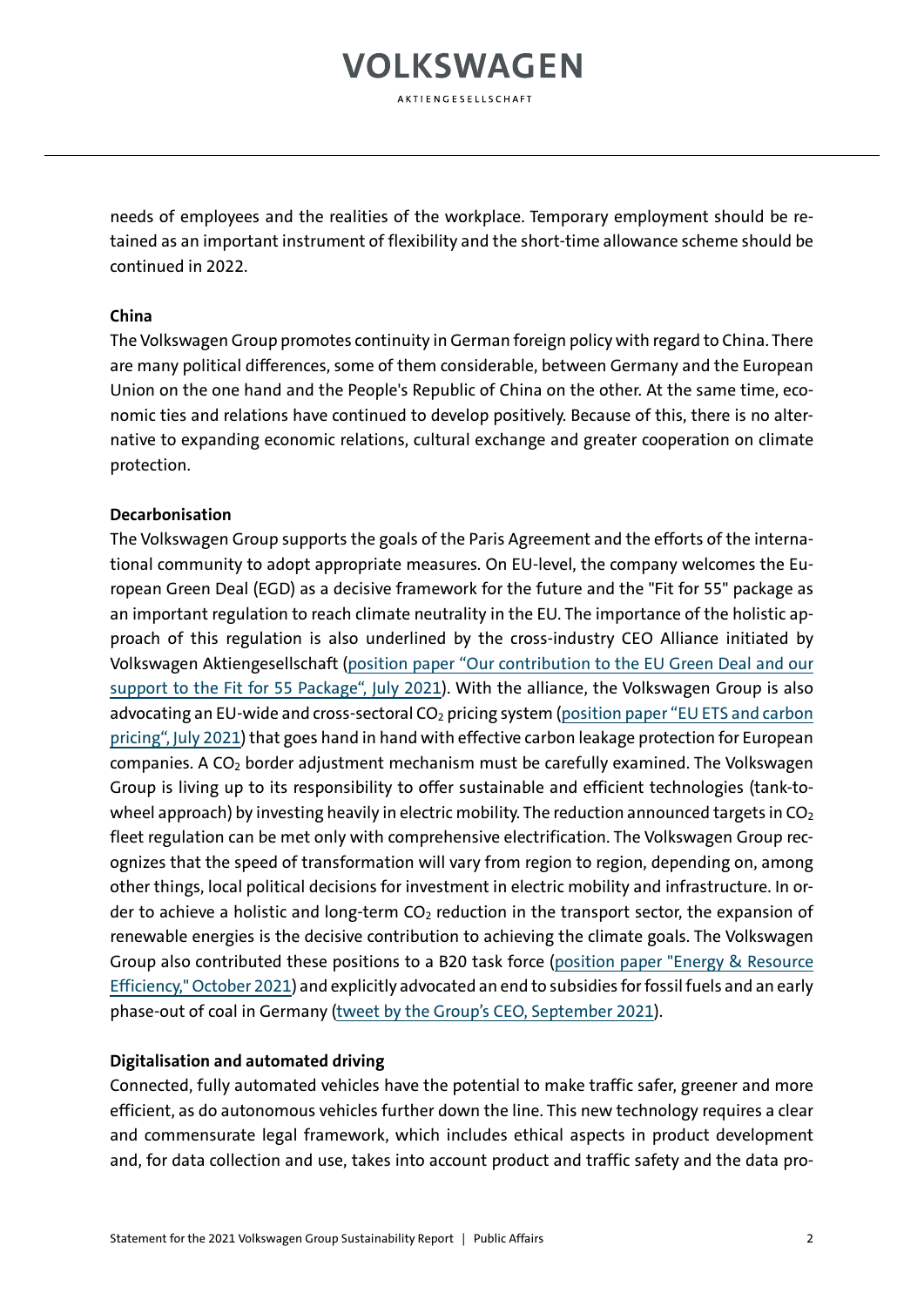needs of employees and the realities of the workplace. Temporary employment should be retained as an important instrument of flexibility and the short-time allowance scheme should be continued in 2022.

**China**

The Volkswagen Group promotes continuity in German foreign policy with regard to China. There are many political differences, some of them considerable, between Germany and the European Union on the one hand and the People's Republic of China on the other. At the same time, economic ties and relations have continued to develop positively. Because of this, there is no alternative to expanding economic relations, cultural exchange and greater cooperation on climate protection.

**Decarbonisation**

The Volkswagen Group supports the goals of the Paris Agreement and the efforts of the international community to adopt appropriate measures. On EU-level, the company welcomes the European Green Deal (EGD) as a decisive framework for the future and the "Fit for 55" package as an important regulation to reach climate neutrality in the EU. The importance of the holistic approach of this regulation is also underlined by the cross-industry CEO Alliance initiated by Volkswagen Aktiengesellschaft (position paper "Our contribution to the EU Green Deal and our support to the Fit for 55 Package", July 2021). With the alliance, the Volkswagen Group is also advocating an EU-wide and cross-sectoral $CO_2$ pricing system (position paper "EU ETS and carbon pricing", July 2021) that goes hand in hand with effective carbon leakage protection for European companies. A $CO_2$ border adjustment mechanism must be carefully examined. The Volkswagen Group is living up to its responsibility to offer sustainable and efficient technologies (tank-to-wheel approach) by investing heavily in electric mobility. The reduction announced targets in $CO_2$ fleet regulation can be met only with comprehensive electrification. The Volkswagen Group recognizes that the speed of transformation will vary from region to region, depending on, among other things, local political decisions for investment in electric mobility and infrastructure. In order to achieve a holistic and long-term $CO_2$ reduction in the transport sector, the expansion of renewable energies is the decisive contribution to achieving the climate goals. The Volkswagen Group also contributed these positions to a B20 task force (position paper "Energy & Resource Efficiency," October 2021) and explicitly advocated an end to subsidies for fossil fuels and an early phase-out of coal in Germany (tweet by the Group's CEO, September 2021).

**Digitalisation and automated driving**

Connected, fully automated vehicles have the potential to make traffic safer, greener and more efficient, as do autonomous vehicles further down the line. This new technology requires a clear and commensurate legal framework, which includes ethical aspects in product development and, for data collection and use, takes into account product and traffic safety and the data pro-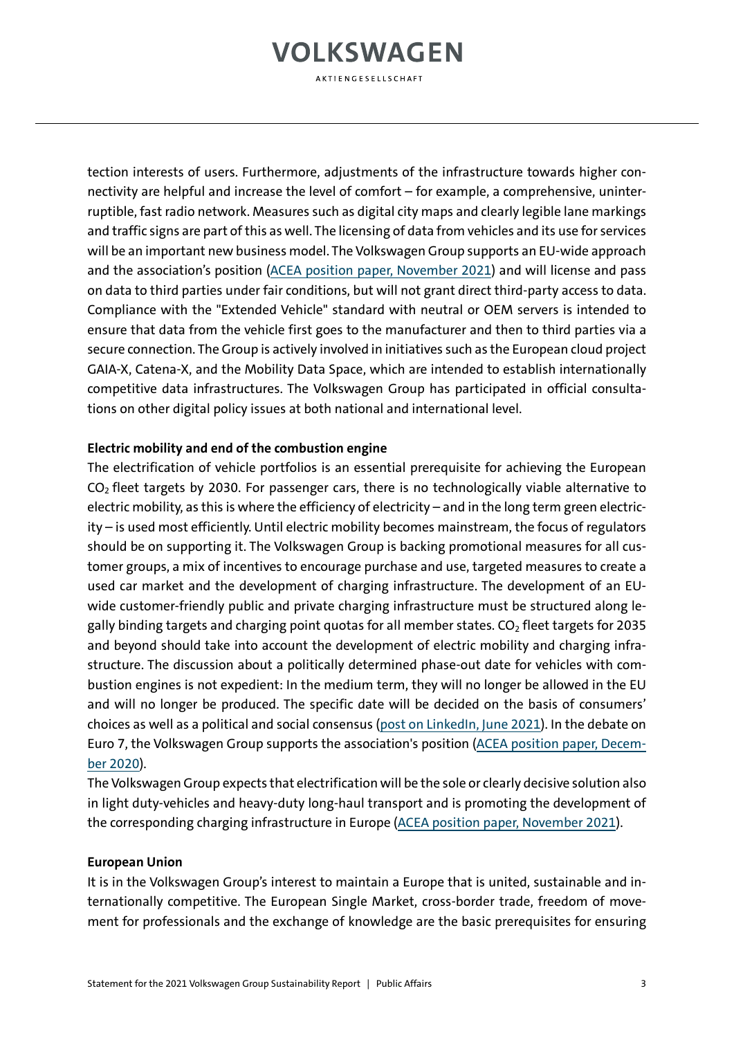tection interests of users. Furthermore, adjustments of the infrastructure towards higher connectivity are helpful and increase the level of comfort – for example, a comprehensive, uninterruptible, fast radio network. Measures such as digital city maps and clearly legible lane markings and traffic signs are part of this as well. The licensing of data from vehicles and its use for services will be an important new business model. The Volkswagen Group supports an EU-wide approach and the association's position (ACEA position paper, November 2021) and will license and pass on data to third parties under fair conditions, but will not grant direct third-party access to data. Compliance with the "Extended Vehicle" standard with neutral or OEM servers is intended to ensure that data from the vehicle first goes to the manufacturer and then to third parties via a secure connection. The Group is actively involved in initiatives such as the European cloud project GAIA-X, Catena-X, and the Mobility Data Space, which are intended to establish internationally competitive data infrastructures. The Volkswagen Group has participated in official consultations on other digital policy issues at both national and international level.

**Electric mobility and end of the combustion engine**

The electrification of vehicle portfolios is an essential prerequisite for achieving the European $CO_2$ fleet targets by 2030. For passenger cars, there is no technologically viable alternative to electric mobility, as this is where the efficiency of electricity – and in the long term green electricity – is used most efficiently. Until electric mobility becomes mainstream, the focus of regulators should be on supporting it. The Volkswagen Group is backing promotional measures for all customer groups, a mix of incentives to encourage purchase and use, targeted measures to create a used car market and the development of charging infrastructure. The development of an EU-wide customer-friendly public and private charging infrastructure must be structured along legally binding targets and charging point quotas for all member states. $CO_2$ fleet targets for 2035 and beyond should take into account the development of electric mobility and charging infrastructure. The discussion about a politically determined phase-out date for vehicles with combustion engines is not expedient: In the medium term, they will no longer be allowed in the EU and will no longer be produced. The specific date will be decided on the basis of consumers' choices as well as a political and social consensus (post on LinkedIn, June 2021). In the debate on Euro 7, the Volkswagen Group supports the association's position (ACEA position paper, December 2020).

The Volkswagen Group expects that electrification will be the sole or clearly decisive solution also in light duty-vehicles and heavy-duty long-haul transport and is promoting the development of the corresponding charging infrastructure in Europe (ACEA position paper, November 2021).

**European Union**

It is in the Volkswagen Group's interest to maintain a Europe that is united, sustainable and internationally competitive. The European Single Market, cross-border trade, freedom of movement for professionals and the exchange of knowledge are the basic prerequisites for ensuring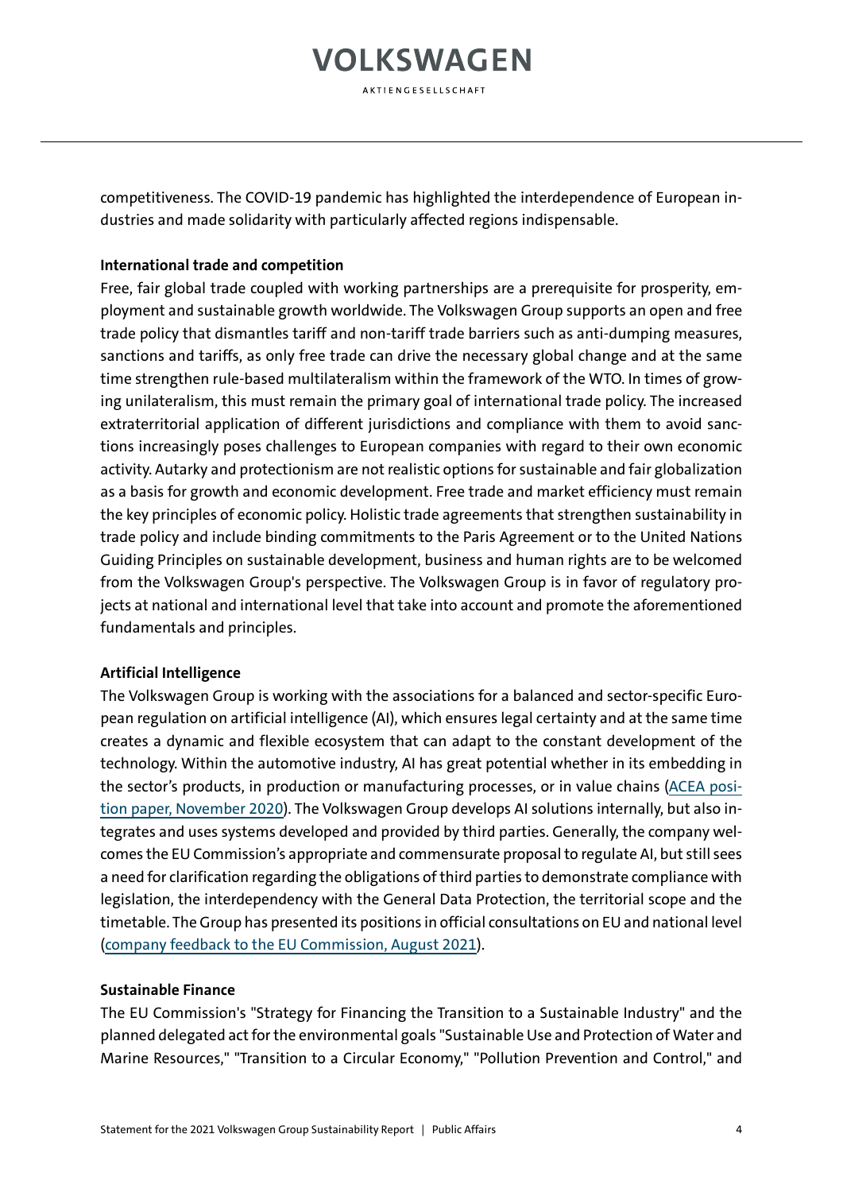competitiveness. The COVID-19 pandemic has highlighted the interdependence of European industries and made solidarity with particularly affected regions indispensable.

**International trade and competition**

Free, fair global trade coupled with working partnerships are a prerequisite for prosperity, employment and sustainable growth worldwide. The Volkswagen Group supports an open and free trade policy that dismantles tariff and non-tariff trade barriers such as anti-dumping measures, sanctions and tariffs, as only free trade can drive the necessary global change and at the same time strengthen rule-based multilateralism within the framework of the WTO. In times of growing unilateralism, this must remain the primary goal of international trade policy. The increased extraterritorial application of different jurisdictions and compliance with them to avoid sanctions increasingly poses challenges to European companies with regard to their own economic activity. Autarky and protectionism are not realistic options for sustainable and fair globalization as a basis for growth and economic development. Free trade and market efficiency must remain the key principles of economic policy. Holistic trade agreements that strengthen sustainability in trade policy and include binding commitments to the Paris Agreement or to the United Nations Guiding Principles on sustainable development, business and human rights are to be welcomed from the Volkswagen Group's perspective. The Volkswagen Group is in favor of regulatory projects at national and international level that take into account and promote the aforementioned fundamentals and principles.

**Artificial Intelligence**

The Volkswagen Group is working with the associations for a balanced and sector-specific European regulation on artificial intelligence (AI), which ensures legal certainty and at the same time creates a dynamic and flexible ecosystem that can adapt to the constant development of the technology. Within the automotive industry, AI has great potential whether in its embedding in the sector's products, in production or manufacturing processes, or in value chains (ACEA position paper, November 2020). The Volkswagen Group develops AI solutions internally, but also integrates and uses systems developed and provided by third parties. Generally, the company welcomes the EU Commission's appropriate and commensurate proposal to regulate AI, but still sees a need for clarification regarding the obligations of third parties to demonstrate compliance with legislation, the interdependency with the General Data Protection, the territorial scope and the timetable. The Group has presented its positions in official consultations on EU and national level (company feedback to the EU Commission, August 2021).

**Sustainable Finance**

The EU Commission's "Strategy for Financing the Transition to a Sustainable Industry" and the planned delegated act for the environmental goals "Sustainable Use and Protection of Water and Marine Resources," "Transition to a Circular Economy," "Pollution Prevention and Control," and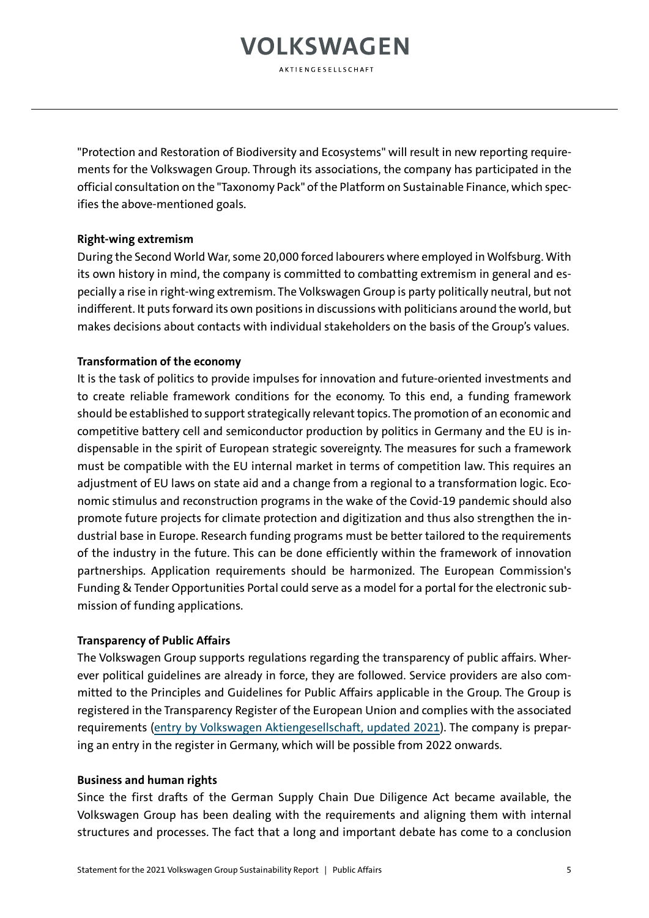"Protection and Restoration of Biodiversity and Ecosystems" will result in new reporting requirements for the Volkswagen Group. Through its associations, the company has participated in the official consultation on the "Taxonomy Pack" of the Platform on Sustainable Finance, which specifies the above-mentioned goals.

**Right-wing extremism**

During the Second World War, some 20,000 forced labourers where employed in Wolfsburg. With its own history in mind, the company is committed to combatting extremism in general and especially a rise in right-wing extremism. The Volkswagen Group is party politically neutral, but not indifferent. It puts forward its own positions in discussions with politicians around the world, but makes decisions about contacts with individual stakeholders on the basis of the Group's values.

**Transformation of the economy**

It is the task of politics to provide impulses for innovation and future-oriented investments and to create reliable framework conditions for the economy. To this end, a funding framework should be established to support strategically relevant topics. The promotion of an economic and competitive battery cell and semiconductor production by politics in Germany and the EU is indispensable in the spirit of European strategic sovereignty. The measures for such a framework must be compatible with the EU internal market in terms of competition law. This requires an adjustment of EU laws on state aid and a change from a regional to a transformation logic. Economic stimulus and reconstruction programs in the wake of the Covid-19 pandemic should also promote future projects for climate protection and digitization and thus also strengthen the industrial base in Europe. Research funding programs must be better tailored to the requirements of the industry in the future. This can be done efficiently within the framework of innovation partnerships. Application requirements should be harmonized. The European Commission's Funding & Tender Opportunities Portal could serve as a model for a portal for the electronic submission of funding applications.

**Transparency of Public Affairs**

The Volkswagen Group supports regulations regarding the transparency of public affairs. Wherever political guidelines are already in force, they are followed. Service providers are also committed to the Principles and Guidelines for Public Affairs applicable in the Group. The Group is registered in the Transparency Register of the European Union and complies with the associated requirements (entry by Volkswagen Aktiengesellschaft, updated 2021). The company is preparing an entry in the register in Germany, which will be possible from 2022 onwards.

**Business and human rights**

Since the first drafts of the German Supply Chain Due Diligence Act became available, the Volkswagen Group has been dealing with the requirements and aligning them with internal structures and processes. The fact that a long and important debate has come to a conclusion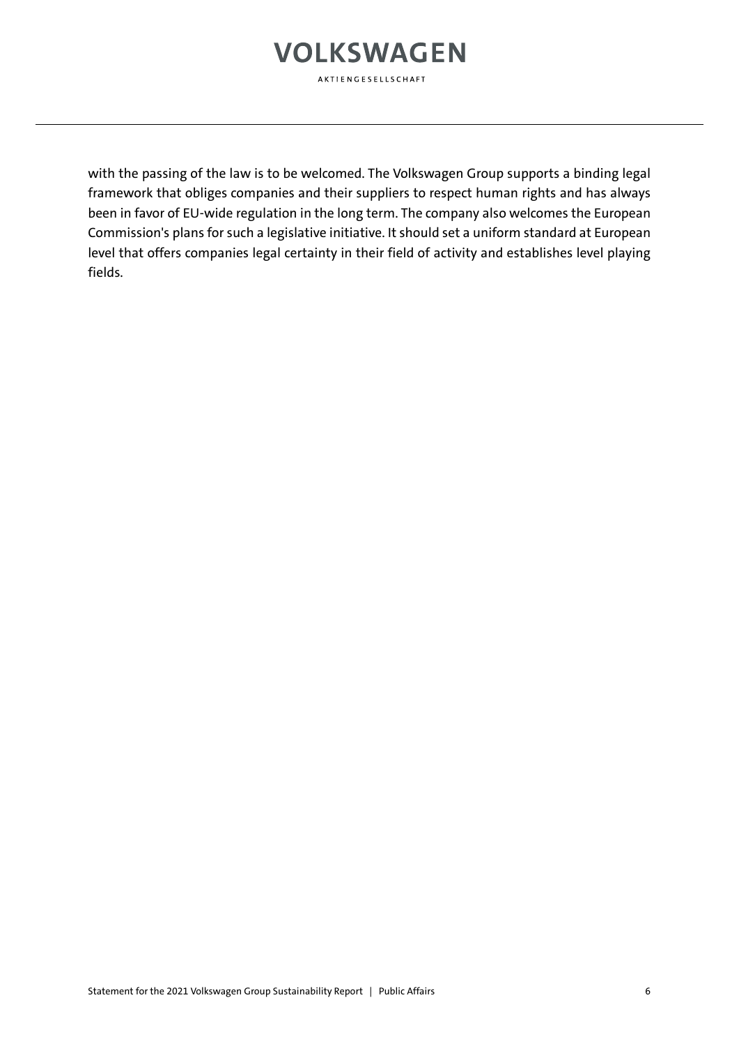with the passing of the law is to be welcomed. The Volkswagen Group supports a binding legal framework that obliges companies and their suppliers to respect human rights and has always been in favor of EU-wide regulation in the long term. The company also welcomes the European Commission's plans for such a legislative initiative. It should set a uniform standard at European level that offers companies legal certainty in their field of activity and establishes level playing fields.